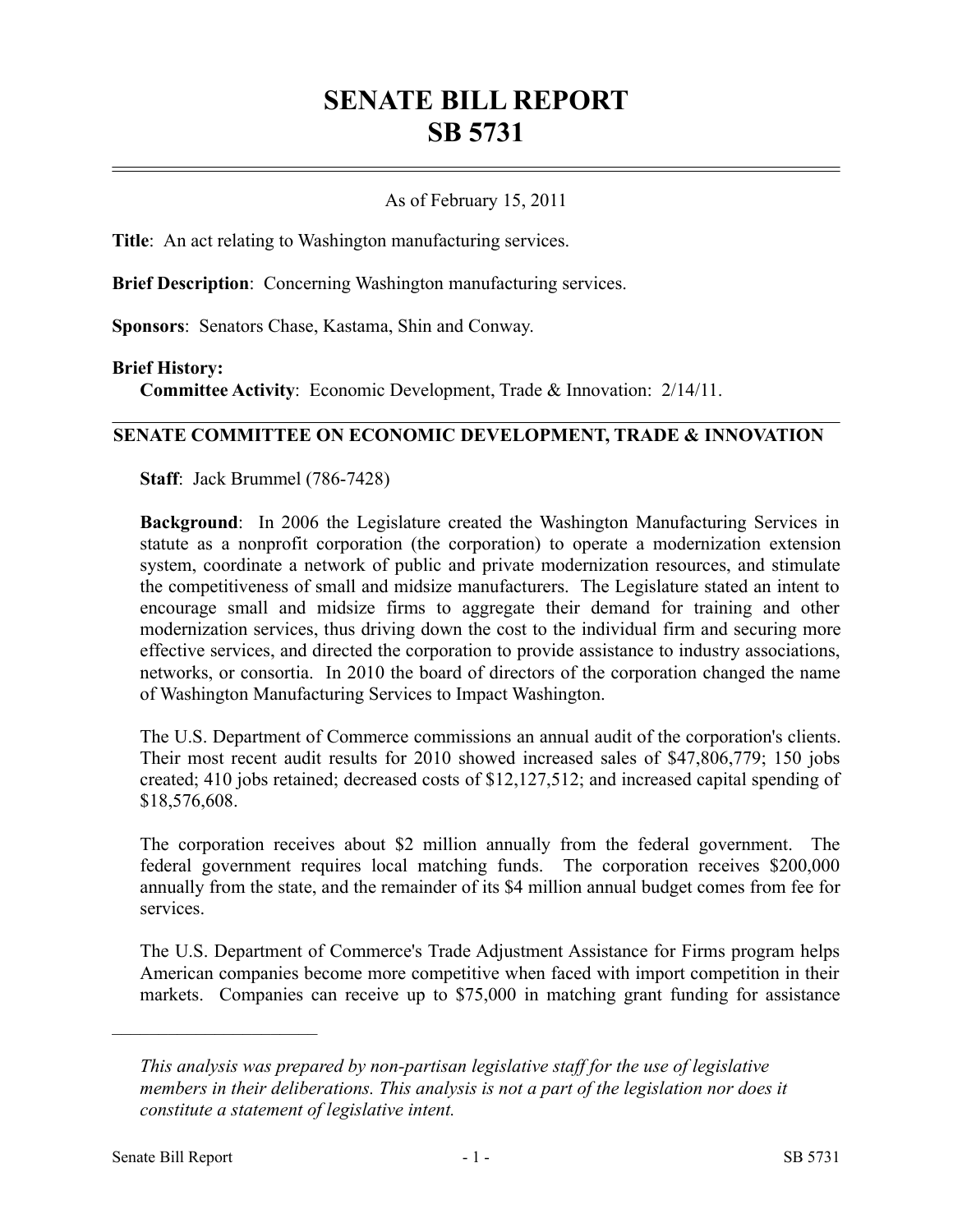# SENATE BILL REPORT
# SB 5731

As of February 15, 2011

**Title**: An act relating to Washington manufacturing services.

**Brief Description**: Concerning Washington manufacturing services.

**Sponsors**: Senators Chase, Kastama, Shin and Conway.

**Brief History:**

**Committee Activity**: Economic Development, Trade & Innovation: 2/14/11.

## SENATE COMMITTEE ON ECONOMIC DEVELOPMENT, TRADE & INNOVATION

**Staff**: Jack Brummel (786-7428)

**Background**: In 2006 the Legislature created the Washington Manufacturing Services in statute as a nonprofit corporation (the corporation) to operate a modernization extension system, coordinate a network of public and private modernization resources, and stimulate the competitiveness of small and midsize manufacturers. The Legislature stated an intent to encourage small and midsize firms to aggregate their demand for training and other modernization services, thus driving down the cost to the individual firm and securing more effective services, and directed the corporation to provide assistance to industry associations, networks, or consortia. In 2010 the board of directors of the corporation changed the name of Washington Manufacturing Services to Impact Washington.

The U.S. Department of Commerce commissions an annual audit of the corporation's clients. Their most recent audit results for 2010 showed increased sales of $47,806,779; 150 jobs created; 410 jobs retained; decreased costs of $12,127,512; and increased capital spending of $18,576,608.

The corporation receives about $2 million annually from the federal government. The federal government requires local matching funds. The corporation receives $200,000 annually from the state, and the remainder of its $4 million annual budget comes from fee for services.

The U.S. Department of Commerce's Trade Adjustment Assistance for Firms program helps American companies become more competitive when faced with import competition in their markets. Companies can receive up to $75,000 in matching grant funding for assistance

---

*This analysis was prepared by non-partisan legislative staff for the use of legislative members in their deliberations. This analysis is not a part of the legislation nor does it constitute a statement of legislative intent.*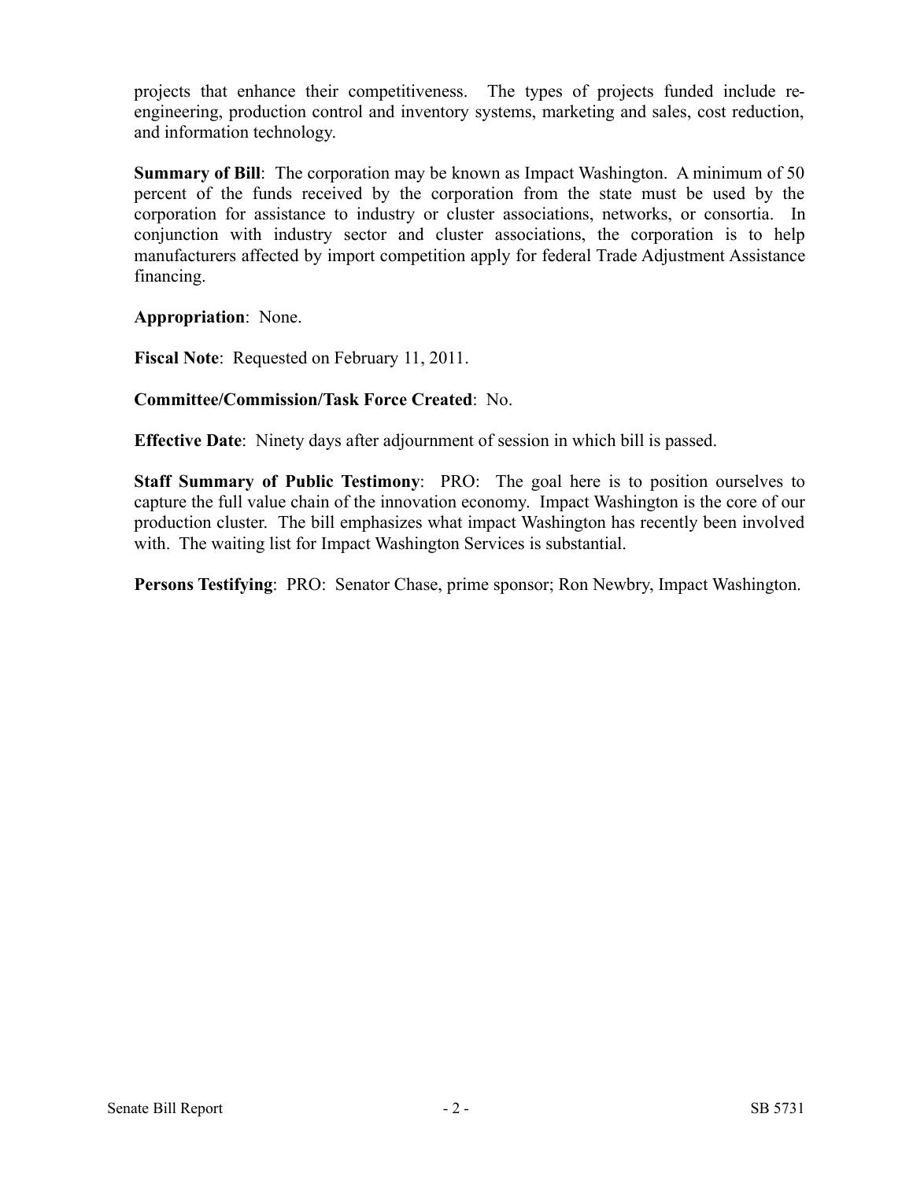projects that enhance their competitiveness. The types of projects funded include re-engineering, production control and inventory systems, marketing and sales, cost reduction, and information technology.

**Summary of Bill**: The corporation may be known as Impact Washington. A minimum of 50 percent of the funds received by the corporation from the state must be used by the corporation for assistance to industry or cluster associations, networks, or consortia. In conjunction with industry sector and cluster associations, the corporation is to help manufacturers affected by import competition apply for federal Trade Adjustment Assistance financing.

**Appropriation**: None.

**Fiscal Note**: Requested on February 11, 2011.

**Committee/Commission/Task Force Created**: No.

**Effective Date**: Ninety days after adjournment of session in which bill is passed.

**Staff Summary of Public Testimony**: PRO: The goal here is to position ourselves to capture the full value chain of the innovation economy. Impact Washington is the core of our production cluster. The bill emphasizes what impact Washington has recently been involved with. The waiting list for Impact Washington Services is substantial.

**Persons Testifying**: PRO: Senator Chase, prime sponsor; Ron Newbry, Impact Washington.